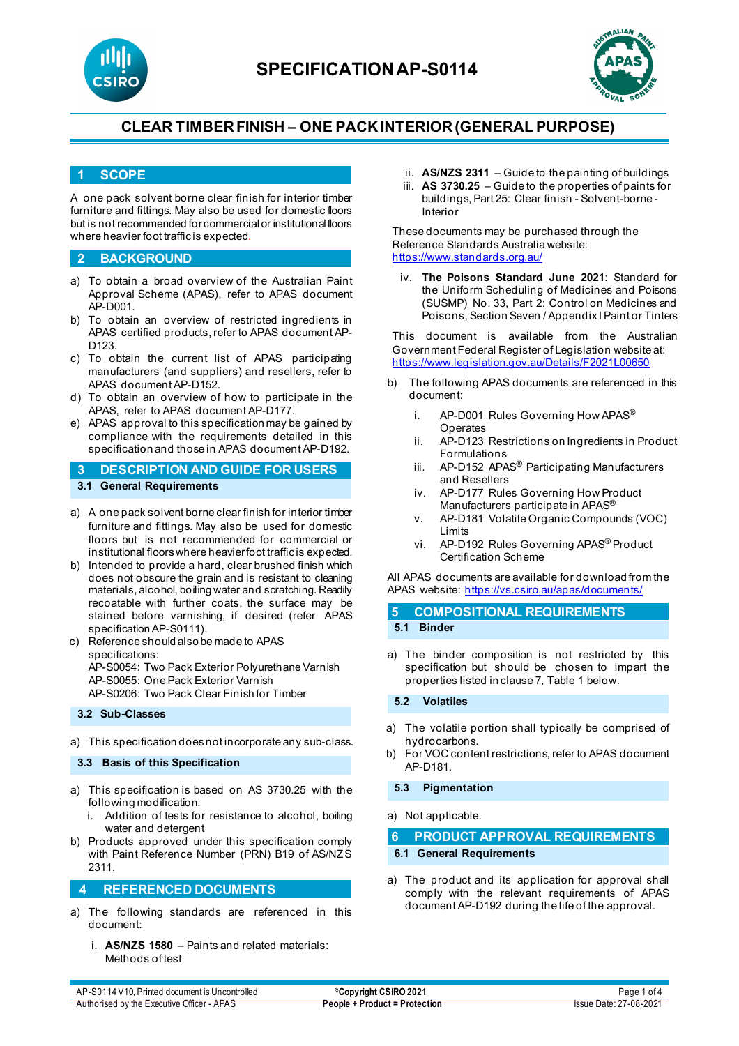# SPECIFICATION AP-S0114

## CLEAR TIMBER FINISH – ONE PACK INTERIOR (GENERAL PURPOSE)

## 1 SCOPE

A one pack solvent borne clear finish for interior timber furniture and fittings. May also be used for domestic floors but is not recommended for commercial or institutional floors where heavier foot traffic is expected.

## 2 BACKGROUND

a) To obtain a broad overview of the Australian Paint Approval Scheme (APAS), refer to APAS document AP-D001.
b) To obtain an overview of restricted ingredients in APAS certified products, refer to APAS document AP-D123.
c) To obtain the current list of APAS participating manufacturers (and suppliers) and resellers, refer to APAS document AP-D152.
d) To obtain an overview of how to participate in the APAS, refer to APAS document AP-D177.
e) APAS approval to this specification may be gained by compliance with the requirements detailed in this specification and those in APAS document AP-D192.

## 3 DESCRIPTION AND GUIDE FOR USERS

### 3.1 General Requirements

a) A one pack solvent borne clear finish for interior timber furniture and fittings. May also be used for domestic floors but is not recommended for commercial or institutional floors where heavier foot traffic is expected.
b) Intended to provide a hard, clear brushed finish which does not obscure the grain and is resistant to cleaning materials, alcohol, boiling water and scratching. Readily recoatable with further coats, the surface may be stained before varnishing, if desired (refer APAS specification AP-S0111).
c) Reference should also be made to APAS specifications:
   AP-S0054: Two Pack Exterior Polyurethane Varnish
   AP-S0055: One Pack Exterior Varnish
   AP-S0206: Two Pack Clear Finish for Timber

### 3.2 Sub-Classes

a) This specification does not incorporate any sub-class.

### 3.3 Basis of this Specification

a) This specification is based on AS 3730.25 with the following modification:
   i. Addition of tests for resistance to alcohol, boiling water and detergent
b) Products approved under this specification comply with Paint Reference Number (PRN) B19 of AS/NZS 2311.

## 4 REFERENCED DOCUMENTS

a) The following standards are referenced in this document:

   i. **AS/NZS 1580** – Paints and related materials: Methods of test
   ii. **AS/NZS 2311** – Guide to the painting of buildings
   iii. **AS 3730.25** – Guide to the properties of paints for buildings, Part 25: Clear finish - Solvent-borne - Interior

These documents may be purchased through the Reference Standards Australia website: https://www.standards.org.au/

   iv. **The Poisons Standard June 2021**: Standard for the Uniform Scheduling of Medicines and Poisons (SUSMP) No. 33, Part 2: Control on Medicines and Poisons, Section Seven / Appendix I Paint or Tinters

This document is available from the Australian Government Federal Register of Legislation website at: https://www.legislation.gov.au/Details/F2021L00650

b) The following APAS documents are referenced in this document:

   i. AP-D001 Rules Governing How APAS® Operates
   ii. AP-D123 Restrictions on Ingredients in Product Formulations
   iii. AP-D152 APAS® Participating Manufacturers and Resellers
   iv. AP-D177 Rules Governing How Product Manufacturers participate in APAS®
   v. AP-D181 Volatile Organic Compounds (VOC) Limits
   vi. AP-D192 Rules Governing APAS® Product Certification Scheme

All APAS documents are available for download from the APAS website: https://vs.csiro.au/apas/documents/

## 5 COMPOSITIONAL REQUIREMENTS

### 5.1 Binder

a) The binder composition is not restricted by this specification but should be chosen to impart the properties listed in clause 7, Table 1 below.

### 5.2 Volatiles

a) The volatile portion shall typically be comprised of hydrocarbons.
b) For VOC content restrictions, refer to APAS document AP-D181.

### 5.3 Pigmentation

a) Not applicable.

## 6 PRODUCT APPROVAL REQUIREMENTS

### 6.1 General Requirements

a) The product and its application for approval shall comply with the relevant requirements of APAS document AP-D192 during the life of the approval.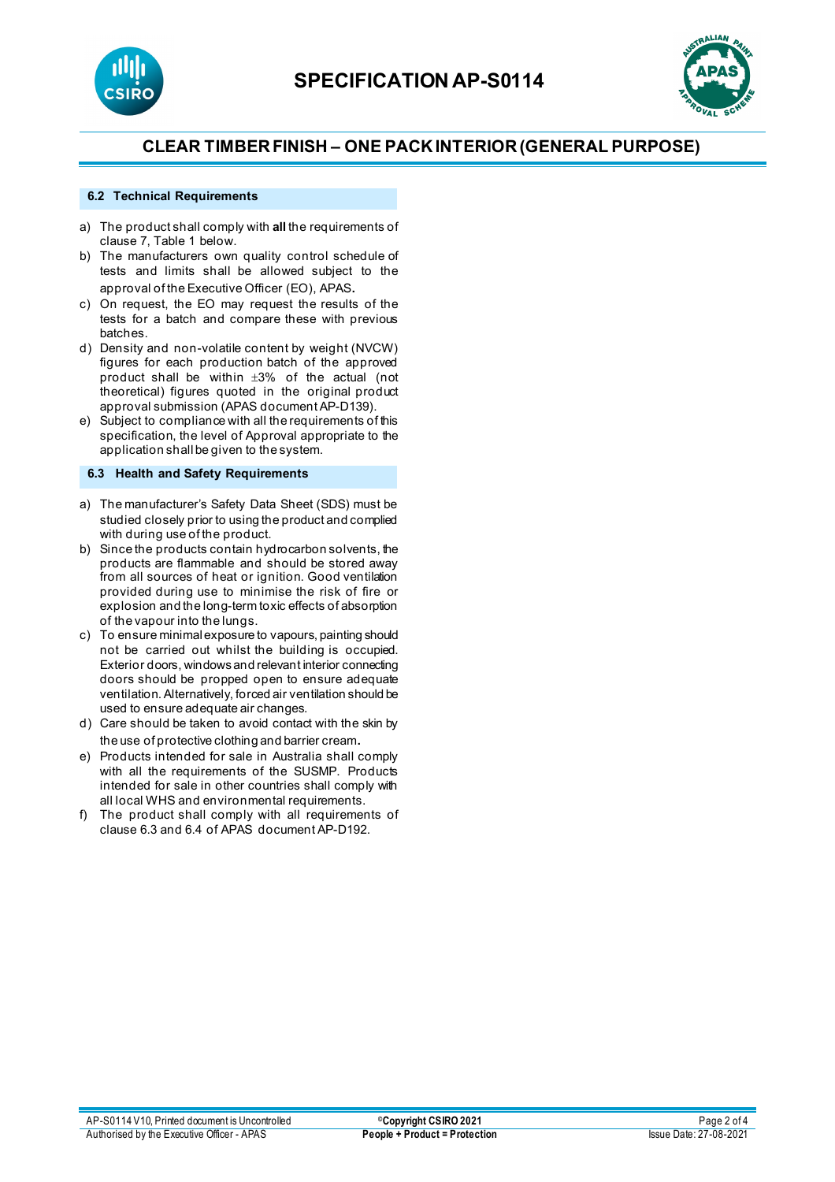### 6.2 Technical Requirements

a) The product shall comply with **all** the requirements of clause 7, Table 1 below.
b) The manufacturers own quality control schedule of tests and limits shall be allowed subject to the approval of the Executive Officer (EO), APAS.
c) On request, the EO may request the results of the tests for a batch and compare these with previous batches.
d) Density and non-volatile content by weight (NVCW) figures for each production batch of the approved product shall be within ±3% of the actual (not theoretical) figures quoted in the original product approval submission (APAS document AP-D139).
e) Subject to compliance with all the requirements of this specification, the level of Approval appropriate to the application shall be given to the system.

### 6.3 Health and Safety Requirements

a) The manufacturer's Safety Data Sheet (SDS) must be studied closely prior to using the product and complied with during use of the product.
b) Since the products contain hydrocarbon solvents, the products are flammable and should be stored away from all sources of heat or ignition. Good ventilation provided during use to minimise the risk of fire or explosion and the long-term toxic effects of absorption of the vapour into the lungs.
c) To ensure minimal exposure to vapours, painting should not be carried out whilst the building is occupied. Exterior doors, windows and relevant interior connecting doors should be propped open to ensure adequate ventilation. Alternatively, forced air ventilation should be used to ensure adequate air changes.
d) Care should be taken to avoid contact with the skin by the use of protective clothing and barrier cream.
e) Products intended for sale in Australia shall comply with all the requirements of the SUSMP. Products intended for sale in other countries shall comply with all local WHS and environmental requirements.
f) The product shall comply with all requirements of clause 6.3 and 6.4 of APAS document AP-D192.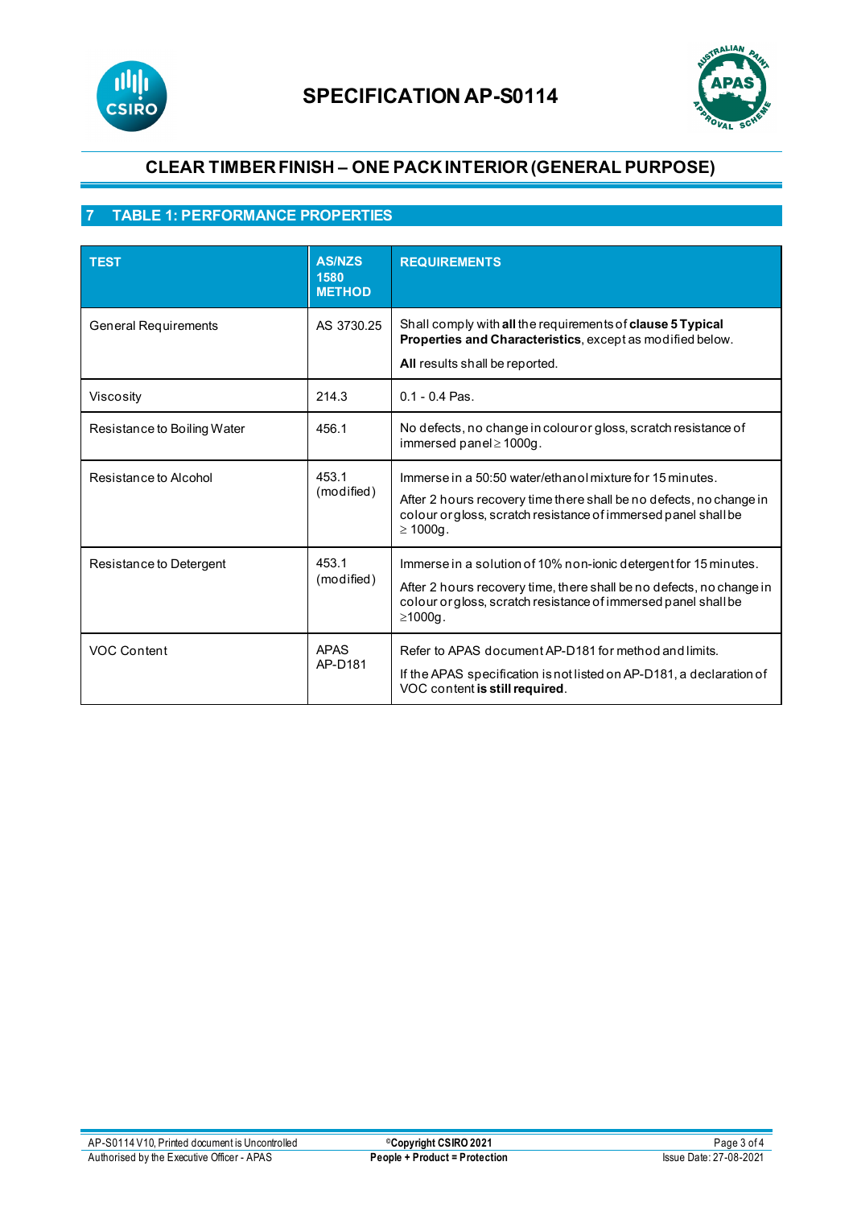# SPECIFICATION AP-S0114

## CLEAR TIMBER FINISH – ONE PACK INTERIOR (GENERAL PURPOSE)

## 7 TABLE 1: PERFORMANCE PROPERTIES

| TEST | AS/NZS 1580 METHOD | REQUIREMENTS |
|---|---|---|
| General Requirements | AS 3730.25 | Shall comply with **all** the requirements of **clause 5 Typical Properties and Characteristics**, except as modified below.<br><br>**All** results shall be reported. |
| Viscosity | 214.3 | 0.1 - 0.4 Pas. |
| Resistance to Boiling Water | 456.1 | No defects, no change in colour or gloss, scratch resistance of immersed panel ≥ 1000g. |
| Resistance to Alcohol | 453.1 (modified) | Immerse in a 50:50 water/ethanol mixture for 15 minutes.<br><br>After 2 hours recovery time there shall be no defects, no change in colour or gloss, scratch resistance of immersed panel shall be ≥ 1000g. |
| Resistance to Detergent | 453.1 (modified) | Immerse in a solution of 10% non-ionic detergent for 15 minutes.<br><br>After 2 hours recovery time, there shall be no defects, no change in colour or gloss, scratch resistance of immersed panel shall be ≥1000g. |
| VOC Content | APAS AP-D181 | Refer to APAS document AP-D181 for method and limits.<br><br>If the APAS specification is not listed on AP-D181, a declaration of VOC content **is still required**. |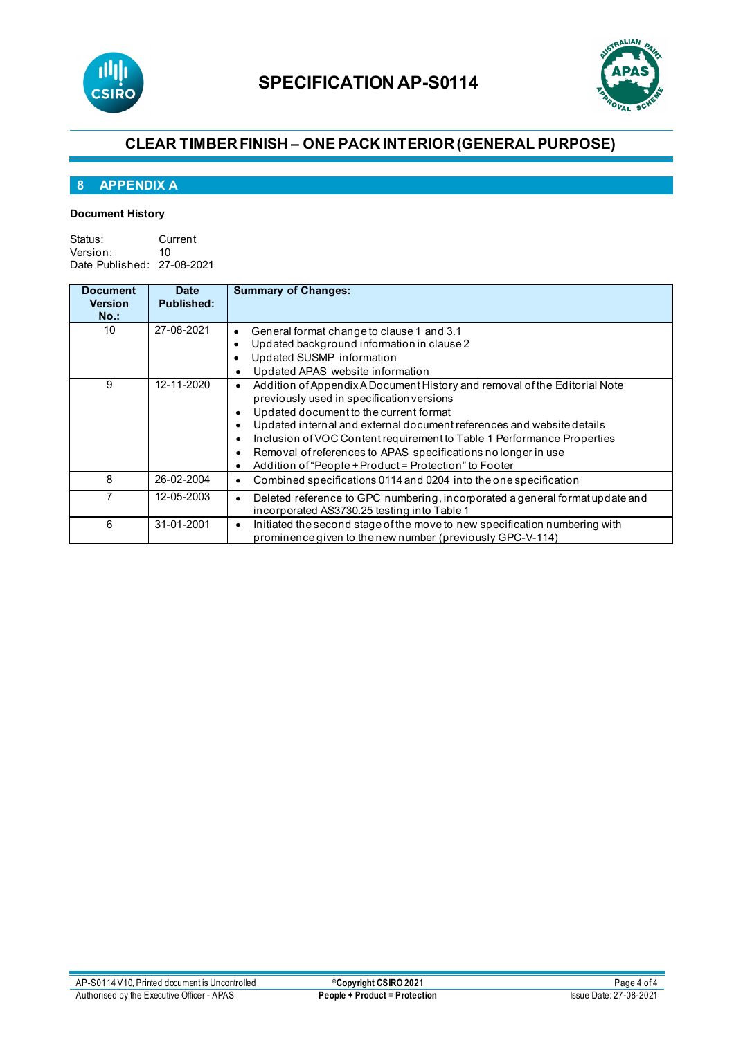# 8 APPENDIX A

**Document History**

Status: Current
Version: 10
Date Published: 27-08-2021

| Document Version No.: | Date Published: | Summary of Changes: |
|---|---|---|
| 10 | 27-08-2021 | • General format change to clause 1 and 3.1<br>• Updated background information in clause 2<br>• Updated SUSMP information<br>• Updated APAS website information |
| 9 | 12-11-2020 | • Addition of Appendix A Document History and removal of the Editorial Note previously used in specification versions<br>• Updated document to the current format<br>• Updated internal and external document references and website details<br>• Inclusion of VOC Content requirement to Table 1 Performance Properties<br>• Removal of references to APAS specifications no longer in use<br>• Addition of "People + Product = Protection" to Footer |
| 8 | 26-02-2004 | • Combined specifications 0114 and 0204 into the one specification |
| 7 | 12-05-2003 | • Deleted reference to GPC numbering, incorporated a general format update and incorporated AS3730.25 testing into Table 1 |
| 6 | 31-01-2001 | • Initiated the second stage of the move to new specification numbering with prominence given to the new number (previously GPC-V-114) |